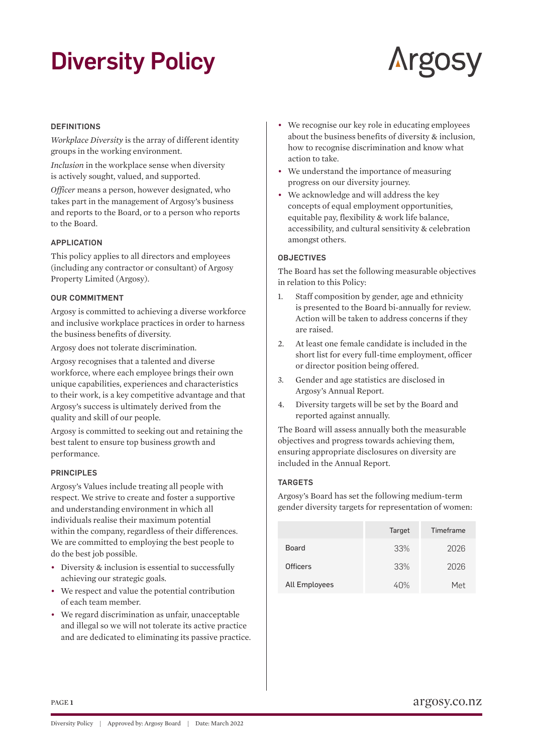# Diversity Policy

Argosy

## DEFINITIONS

*Workplace Diversity* is the array of different identity groups in the working environment.

*Inclusion* in the workplace sense when diversity is actively sought, valued, and supported.

*Officer* means a person, however designated, who takes part in the management of Argosy's business and reports to the Board, or to a person who reports to the Board.

## APPLICATION

This policy applies to all directors and employees (including any contractor or consultant) of Argosy Property Limited (Argosy).

## OUR COMMITMENT

Argosy is committed to achieving a diverse workforce and inclusive workplace practices in order to harness the business benefits of diversity.

Argosy does not tolerate discrimination.

Argosy recognises that a talented and diverse workforce, where each employee brings their own unique capabilities, experiences and characteristics to their work, is a key competitive advantage and that Argosy's success is ultimately derived from the quality and skill of our people.

Argosy is committed to seeking out and retaining the best talent to ensure top business growth and performance.

## PRINCIPLES

Argosy's Values include treating all people with respect. We strive to create and foster a supportive and understanding environment in which all individuals realise their maximum potential within the company, regardless of their differences. We are committed to employing the best people to do the best job possible.

- Diversity & inclusion is essential to successfully achieving our strategic goals.
- We respect and value the potential contribution of each team member.
- We regard discrimination as unfair, unacceptable and illegal so we will not tolerate its active practice and are dedicated to eliminating its passive practice.
- We recognise our key role in educating employees about the business benefits of diversity & inclusion, how to recognise discrimination and know what action to take.
- We understand the importance of measuring progress on our diversity journey.
- We acknowledge and will address the key concepts of equal employment opportunities, equitable pay, flexibility & work life balance, accessibility, and cultural sensitivity & celebration amongst others.

## OBJECTIVES

The Board has set the following measurable objectives in relation to this Policy:

1. Staff composition by gender, age and ethnicity is presented to the Board bi-annually for review. Action will be taken to address concerns if they are raised.
2. At least one female candidate is included in the short list for every full-time employment, officer or director position being offered.
3. Gender and age statistics are disclosed in Argosy's Annual Report.
4. Diversity targets will be set by the Board and reported against annually.

The Board will assess annually both the measurable objectives and progress towards achieving them, ensuring appropriate disclosures on diversity are included in the Annual Report.

## TARGETS

Argosy's Board has set the following medium-term gender diversity targets for representation of women:

| | Target | Timeframe |
|---|---|---|
| Board | 33% | 2026 |
| Officers | 33% | 2026 |
| All Employees | 40% | Met |

Diversity Policy | Approved by: Argosy Board | Date: March 2022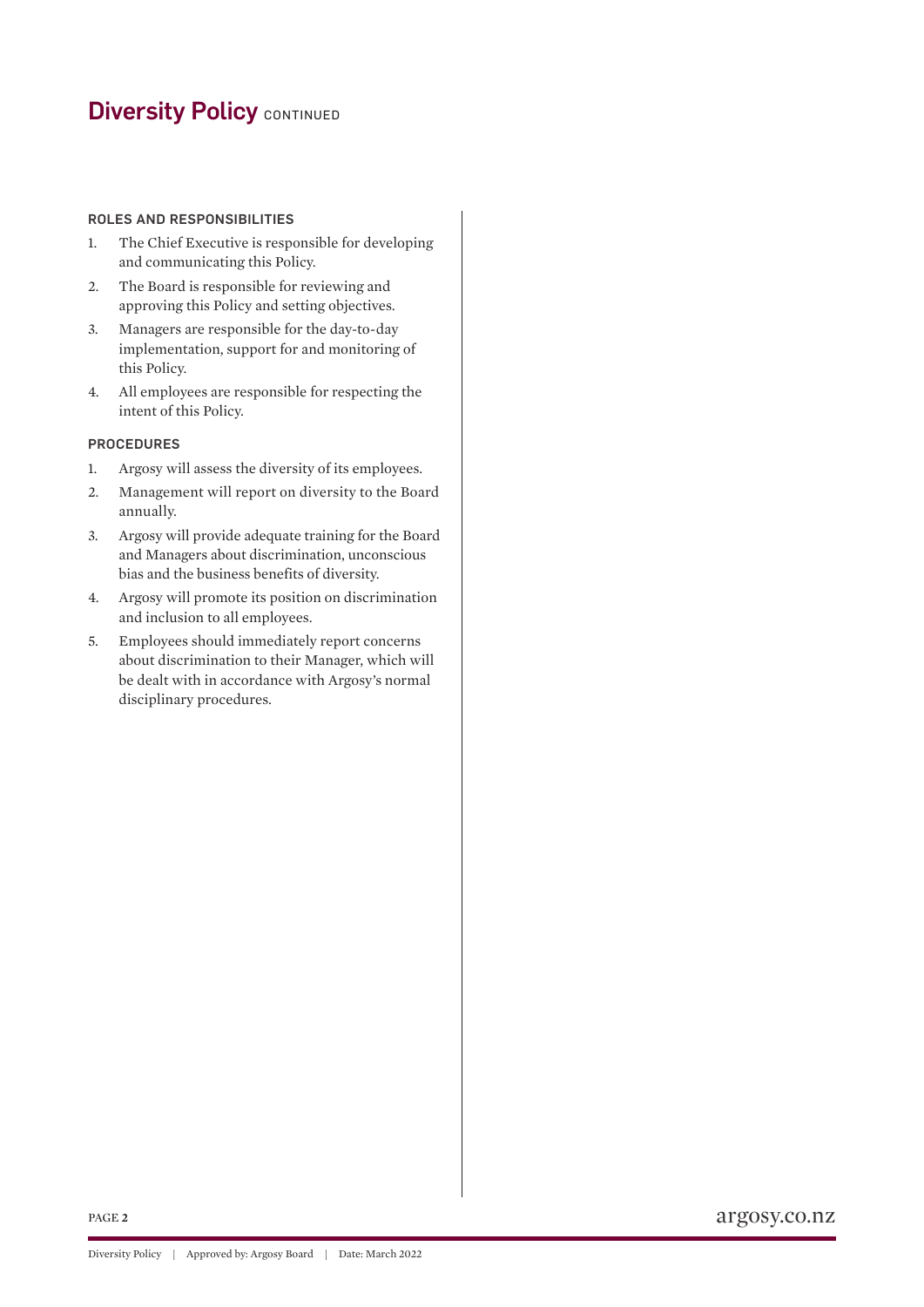# Diversity Policy CONTINUED

## ROLES AND RESPONSIBILITIES

1. The Chief Executive is responsible for developing and communicating this Policy.
2. The Board is responsible for reviewing and approving this Policy and setting objectives.
3. Managers are responsible for the day-to-day implementation, support for and monitoring of this Policy.
4. All employees are responsible for respecting the intent of this Policy.

## PROCEDURES

1. Argosy will assess the diversity of its employees.
2. Management will report on diversity to the Board annually.
3. Argosy will provide adequate training for the Board and Managers about discrimination, unconscious bias and the business benefits of diversity.
4. Argosy will promote its position on discrimination and inclusion to all employees.
5. Employees should immediately report concerns about discrimination to their Manager, which will be dealt with in accordance with Argosy's normal disciplinary procedures.